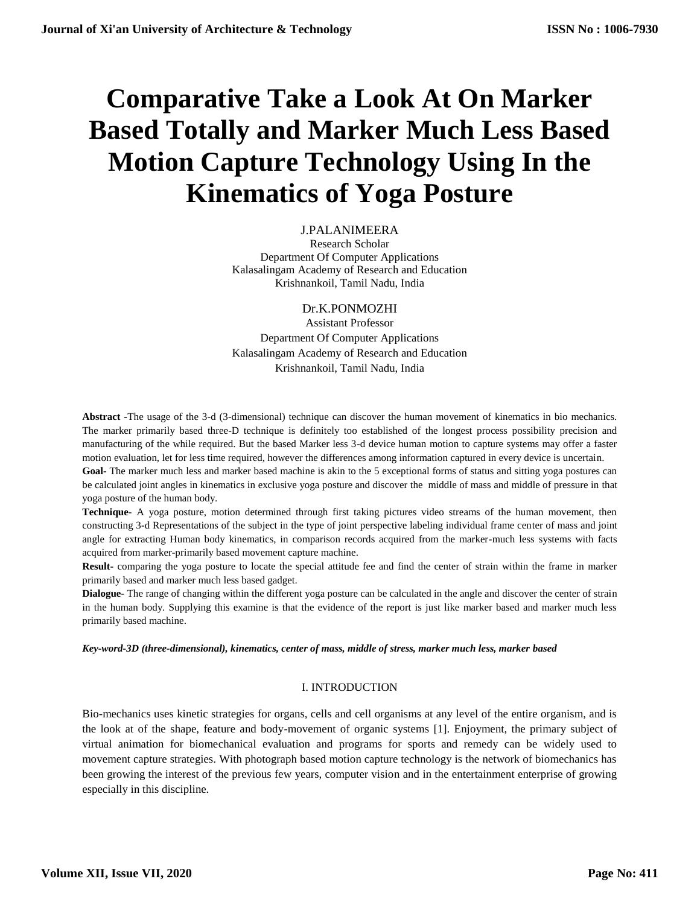# Comparative Take a Look At On Marker Based Totally and Marker Much Less Based Motion Capture Technology Using In the Kinematics of Yoga Posture

J.PALANIMEERA
Research Scholar
Department Of Computer Applications
Kalasalingam Academy of Research and Education
Krishnankoil, Tamil Nadu, India

Dr.K.PONMOZHI
Assistant Professor
Department Of Computer Applications
Kalasalingam Academy of Research and Education
Krishnankoil, Tamil Nadu, India

**Abstract -**The usage of the 3-d (3-dimensional) technique can discover the human movement of kinematics in bio mechanics. The marker primarily based three-D technique is definitely too established of the longest process possibility precision and manufacturing of the while required. But the based Marker less 3-d device human motion to capture systems may offer a faster motion evaluation, let for less time required, however the differences among information captured in every device is uncertain.

**Goal-** The marker much less and marker based machine is akin to the 5 exceptional forms of status and sitting yoga postures can be calculated joint angles in kinematics in exclusive yoga posture and discover the middle of mass and middle of pressure in that yoga posture of the human body.

**Technique-** A yoga posture, motion determined through first taking pictures video streams of the human movement, then constructing 3-d Representations of the subject in the type of joint perspective labeling individual frame center of mass and joint angle for extracting Human body kinematics, in comparison records acquired from the marker-much less systems with facts acquired from marker-primarily based movement capture machine.

**Result-** comparing the yoga posture to locate the special attitude fee and find the center of strain within the frame in marker primarily based and marker much less based gadget.

**Dialogue-** The range of changing within the different yoga posture can be calculated in the angle and discover the center of strain in the human body. Supplying this examine is that the evidence of the report is just like marker based and marker much less primarily based machine.

***Key-word-3D (three-dimensional), kinematics, center of mass, middle of stress, marker much less, marker based***

## I. INTRODUCTION

Bio-mechanics uses kinetic strategies for organs, cells and cell organisms at any level of the entire organism, and is the look at of the shape, feature and body-movement of organic systems [1]. Enjoyment, the primary subject of virtual animation for biomechanical evaluation and programs for sports and remedy can be widely used to movement capture strategies. With photograph based motion capture technology is the network of biomechanics has been growing the interest of the previous few years, computer vision and in the entertainment enterprise of growing especially in this discipline.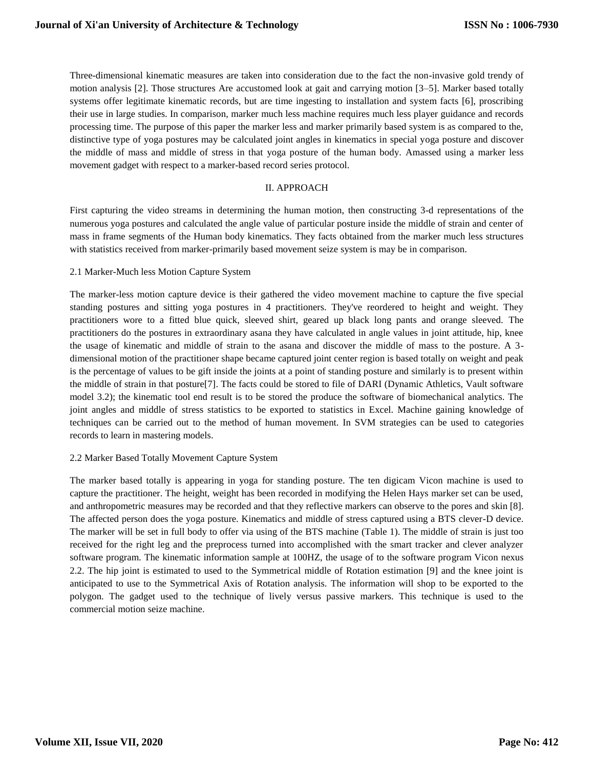Three-dimensional kinematic measures are taken into consideration due to the fact the non-invasive gold trendy of motion analysis [2]. Those structures Are accustomed look at gait and carrying motion [3–5]. Marker based totally systems offer legitimate kinematic records, but are time ingesting to installation and system facts [6], proscribing their use in large studies. In comparison, marker much less machine requires much less player guidance and records processing time. The purpose of this paper the marker less and marker primarily based system is as compared to the, distinctive type of yoga postures may be calculated joint angles in kinematics in special yoga posture and discover the middle of mass and middle of stress in that yoga posture of the human body. Amassed using a marker less movement gadget with respect to a marker-based record series protocol.

## II. APPROACH

First capturing the video streams in determining the human motion, then constructing 3-d representations of the numerous yoga postures and calculated the angle value of particular posture inside the middle of strain and center of mass in frame segments of the Human body kinematics. They facts obtained from the marker much less structures with statistics received from marker-primarily based movement seize system is may be in comparison.

### 2.1 Marker-Much less Motion Capture System

The marker-less motion capture device is their gathered the video movement machine to capture the five special standing postures and sitting yoga postures in 4 practitioners. They've reordered to height and weight. They practitioners wore to a fitted blue quick, sleeved shirt, geared up black long pants and orange sleeved. The practitioners do the postures in extraordinary asana they have calculated in angle values in joint attitude, hip, knee the usage of kinematic and middle of strain to the asana and discover the middle of mass to the posture. A 3-dimensional motion of the practitioner shape became captured joint center region is based totally on weight and peak is the percentage of values to be gift inside the joints at a point of standing posture and similarly is to present within the middle of strain in that posture[7]. The facts could be stored to file of DARI (Dynamic Athletics, Vault software model 3.2); the kinematic tool end result is to be stored the produce the software of biomechanical analytics. The joint angles and middle of stress statistics to be exported to statistics in Excel. Machine gaining knowledge of techniques can be carried out to the method of human movement. In SVM strategies can be used to categories records to learn in mastering models.

### 2.2 Marker Based Totally Movement Capture System

The marker based totally is appearing in yoga for standing posture. The ten digicam Vicon machine is used to capture the practitioner. The height, weight has been recorded in modifying the Helen Hays marker set can be used, and anthropometric measures may be recorded and that they reflective markers can observe to the pores and skin [8]. The affected person does the yoga posture. Kinematics and middle of stress captured using a BTS clever-D device. The marker will be set in full body to offer via using of the BTS machine (Table 1). The middle of strain is just too received for the right leg and the preprocess turned into accomplished with the smart tracker and clever analyzer software program. The kinematic information sample at 100HZ, the usage of to the software program Vicon nexus 2.2. The hip joint is estimated to used to the Symmetrical middle of Rotation estimation [9] and the knee joint is anticipated to use to the Symmetrical Axis of Rotation analysis. The information will shop to be exported to the polygon. The gadget used to the technique of lively versus passive markers. This technique is used to the commercial motion seize machine.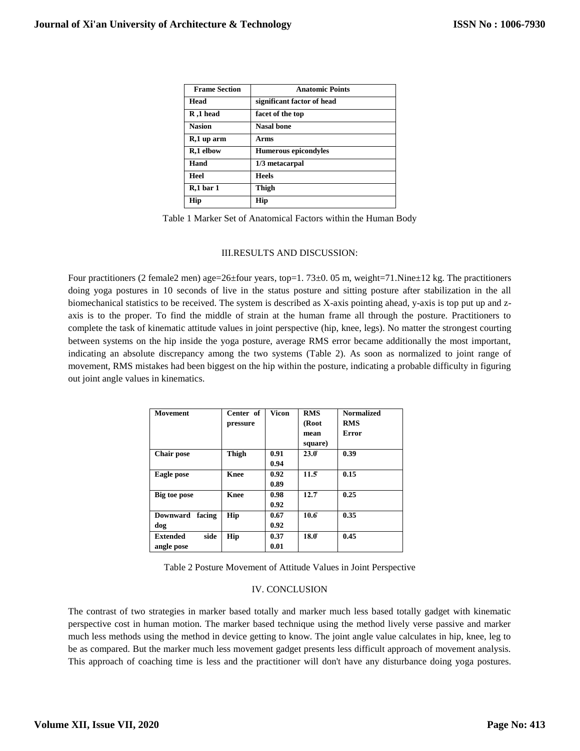| Frame Section | Anatomic Points |
| --- | --- |
| **Head** | **significant factor of head** |
| **R ,1 head** | **facet of the top** |
| **Nasion** | **Nasal bone** |
| **R,1 up arm** | **Arms** |
| **R,1 elbow** | **Humerous epicondyles** |
| **Hand** | **1/3 metacarpal** |
| **Heel** | **Heels** |
| **R,1 bar 1** | **Thigh** |
| **Hip** | **Hip** |

Table 1 Marker Set of Anatomical Factors within the Human Body

## III.RESULTS AND DISCUSSION:

Four practitioners (2 female2 men) age=26±four years, top=1. 73±0. 05 m, weight=71.Nine±12 kg. The practitioners doing yoga postures in 10 seconds of live in the status posture and sitting posture after stabilization in the all biomechanical statistics to be received. The system is described as X-axis pointing ahead, y-axis is top put up and z-axis is to the proper. To find the middle of strain at the human frame all through the posture. Practitioners to complete the task of kinematic attitude values in joint perspective (hip, knee, legs). No matter the strongest courting between systems on the hip inside the yoga posture, average RMS error became additionally the most important, indicating an absolute discrepancy among the two systems (Table 2). As soon as normalized to joint range of movement, RMS mistakes had been biggest on the hip within the posture, indicating a probable difficulty in figuring out joint angle values in kinematics.

| Movement | Center of pressure | Vicon | RMS (Root mean square) | Normalized RMS Error |
| --- | --- | --- | --- | --- |
| **Chair pose** | **Thigh** | **0.91 0.94** | **23.0̊** | **0.39** |
| **Eagle pose** | **Knee** | **0.92 0.89** | **11.5̊** | **0.15** |
| **Big toe pose** | **Knee** | **0.98 0.92** | **12.7̊** | **0.25** |
| **Downward facing dog** | **Hip** | **0.67 0.92** | **10.6̊** | **0.35** |
| **Extended side angle pose** | **Hip** | **0.37 0.01** | **18.0̊** | **0.45** |

Table 2 Posture Movement of Attitude Values in Joint Perspective

## IV. CONCLUSION

The contrast of two strategies in marker based totally and marker much less based totally gadget with kinematic perspective cost in human motion. The marker based technique using the method lively verse passive and marker much less methods using the method in device getting to know. The joint angle value calculates in hip, knee, leg to be as compared. But the marker much less movement gadget presents less difficult approach of movement analysis. This approach of coaching time is less and the practitioner will don't have any disturbance doing yoga postures.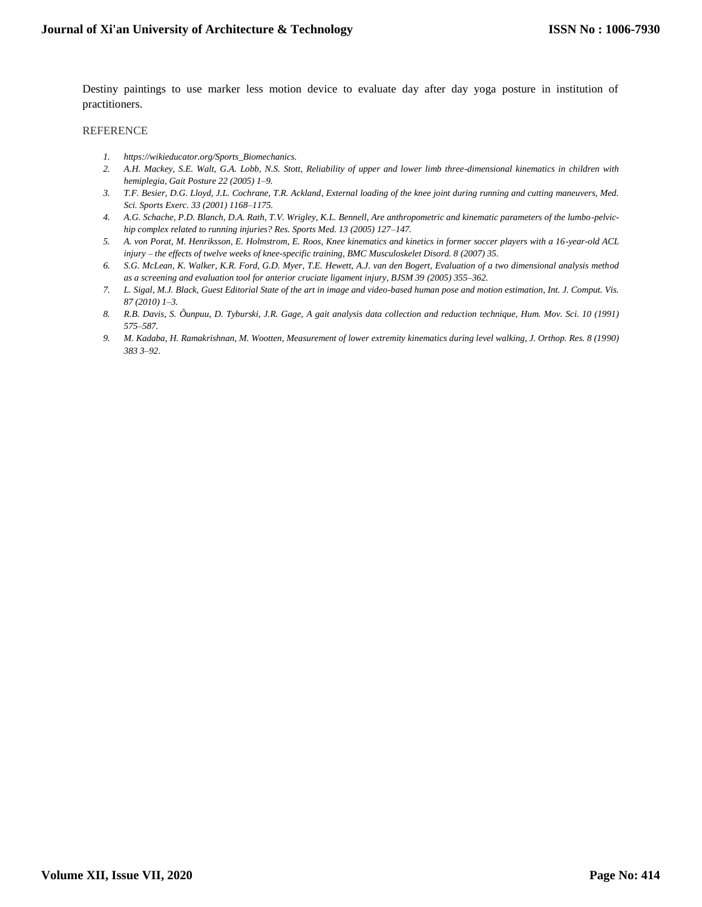Destiny paintings to use marker less motion device to evaluate day after day yoga posture in institution of practitioners.

REFERENCE

1. *https://wikieducator.org/Sports_Biomechanics.*
2. *A.H. Mackey, S.E. Walt, G.A. Lobb, N.S. Stott, Reliability of upper and lower limb three-dimensional kinematics in children with hemiplegia, Gait Posture 22 (2005) 1–9.*
3. *T.F. Besier, D.G. Lloyd, J.L. Cochrane, T.R. Ackland, External loading of the knee joint during running and cutting maneuvers, Med. Sci. Sports Exerc. 33 (2001) 1168–1175.*
4. *A.G. Schache, P.D. Blanch, D.A. Rath, T.V. Wrigley, K.L. Bennell, Are anthropometric and kinematic parameters of the lumbo-pelvic-hip complex related to running injuries? Res. Sports Med. 13 (2005) 127–147.*
5. *A. von Porat, M. Henriksson, E. Holmstrom, E. Roos, Knee kinematics and kinetics in former soccer players with a 16-year-old ACL injury – the effects of twelve weeks of knee-specific training, BMC Musculoskelet Disord. 8 (2007) 35.*
6. *S.G. McLean, K. Walker, K.R. Ford, G.D. Myer, T.E. Hewett, A.J. van den Bogert, Evaluation of a two dimensional analysis method as a screening and evaluation tool for anterior cruciate ligament injury, BJSM 39 (2005) 355–362.*
7. *L. Sigal, M.J. Black, Guest Editorial State of the art in image and video-based human pose and motion estimation, Int. J. Comput. Vis. 87 (2010) 1–3.*
8. *R.B. Davis, S. Õunpuu, D. Tyburski, J.R. Gage, A gait analysis data collection and reduction technique, Hum. Mov. Sci. 10 (1991) 575–587.*
9. *M. Kadaba, H. Ramakrishnan, M. Wootten, Measurement of lower extremity kinematics during level walking, J. Orthop. Res. 8 (1990) 383 3–92.*